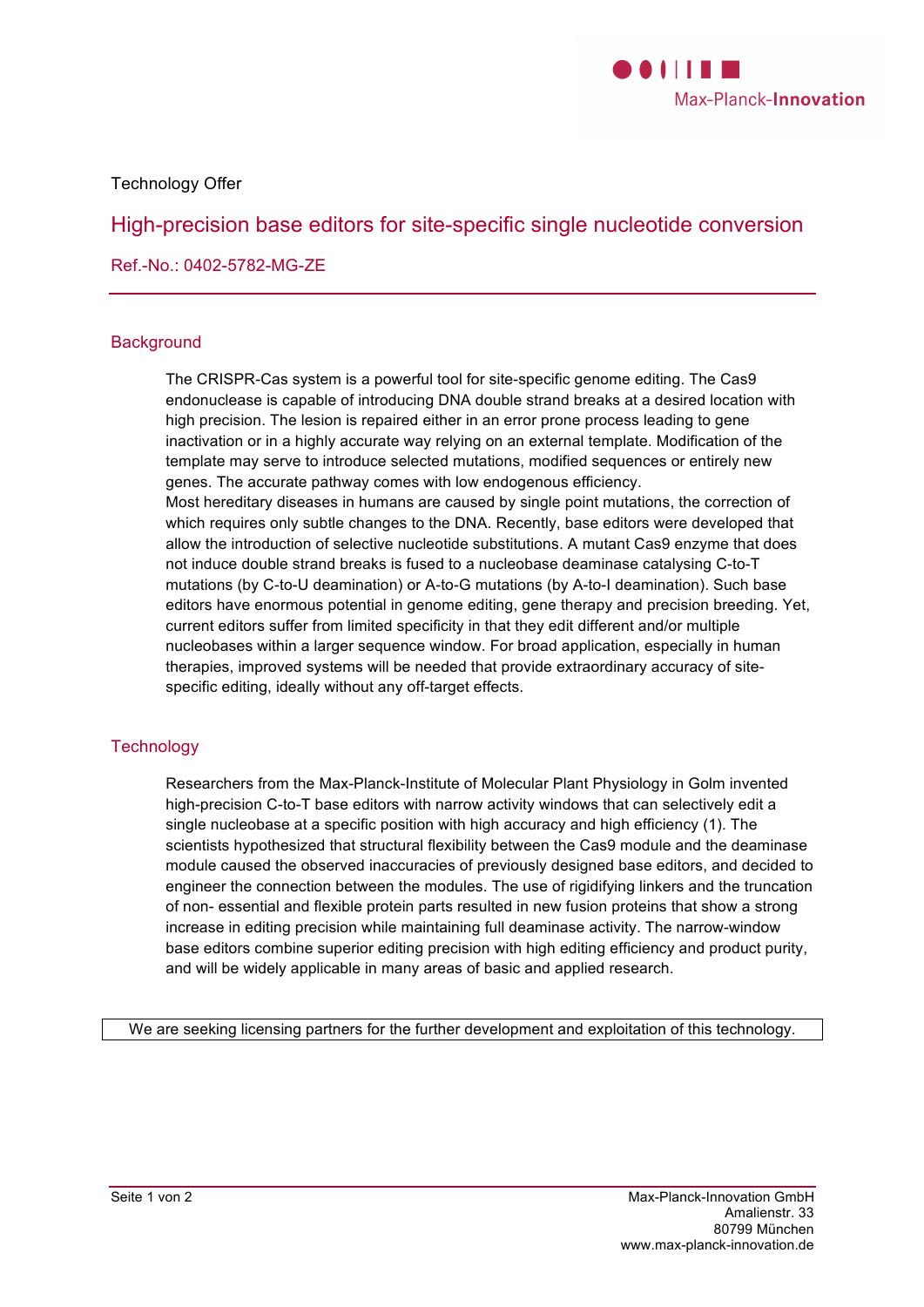Technology Offer

# High-precision base editors for site-specific single nucleotide conversion

Ref.-No.: 0402-5782-MG-ZE

## Background

The CRISPR-Cas system is a powerful tool for site-specific genome editing. The Cas9 endonuclease is capable of introducing DNA double strand breaks at a desired location with high precision. The lesion is repaired either in an error prone process leading to gene inactivation or in a highly accurate way relying on an external template. Modification of the template may serve to introduce selected mutations, modified sequences or entirely new genes. The accurate pathway comes with low endogenous efficiency.
Most hereditary diseases in humans are caused by single point mutations, the correction of which requires only subtle changes to the DNA. Recently, base editors were developed that allow the introduction of selective nucleotide substitutions. A mutant Cas9 enzyme that does not induce double strand breaks is fused to a nucleobase deaminase catalysing C-to-T mutations (by C-to-U deamination) or A-to-G mutations (by A-to-I deamination). Such base editors have enormous potential in genome editing, gene therapy and precision breeding. Yet, current editors suffer from limited specificity in that they edit different and/or multiple nucleobases within a larger sequence window. For broad application, especially in human therapies, improved systems will be needed that provide extraordinary accuracy of site-specific editing, ideally without any off-target effects.

## Technology

Researchers from the Max-Planck-Institute of Molecular Plant Physiology in Golm invented high-precision C-to-T base editors with narrow activity windows that can selectively edit a single nucleobase at a specific position with high accuracy and high efficiency (1). The scientists hypothesized that structural flexibility between the Cas9 module and the deaminase module caused the observed inaccuracies of previously designed base editors, and decided to engineer the connection between the modules. The use of rigidifying linkers and the truncation of non- essential and flexible protein parts resulted in new fusion proteins that show a strong increase in editing precision while maintaining full deaminase activity. The narrow-window base editors combine superior editing precision with high editing efficiency and product purity, and will be widely applicable in many areas of basic and applied research.

We are seeking licensing partners for the further development and exploitation of this technology.

Max-Planck-Innovation GmbH
Amalienstr. 33
80799 München
www.max-planck-innovation.de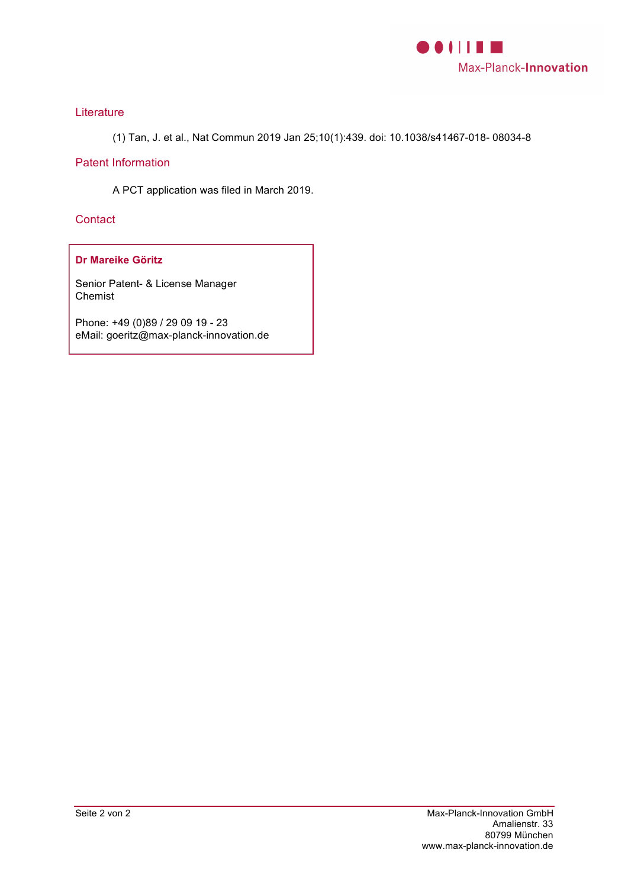## Literature

(1) Tan, J. et al., Nat Commun 2019 Jan 25;10(1):439. doi: 10.1038/s41467-018- 08034-8

## Patent Information

A PCT application was filed in March 2019.

## Contact

**Dr Mareike Göritz**

Senior Patent- & License Manager
Chemist

Phone: +49 (0)89 / 29 09 19 - 23
eMail: goeritz@max-planck-innovation.de